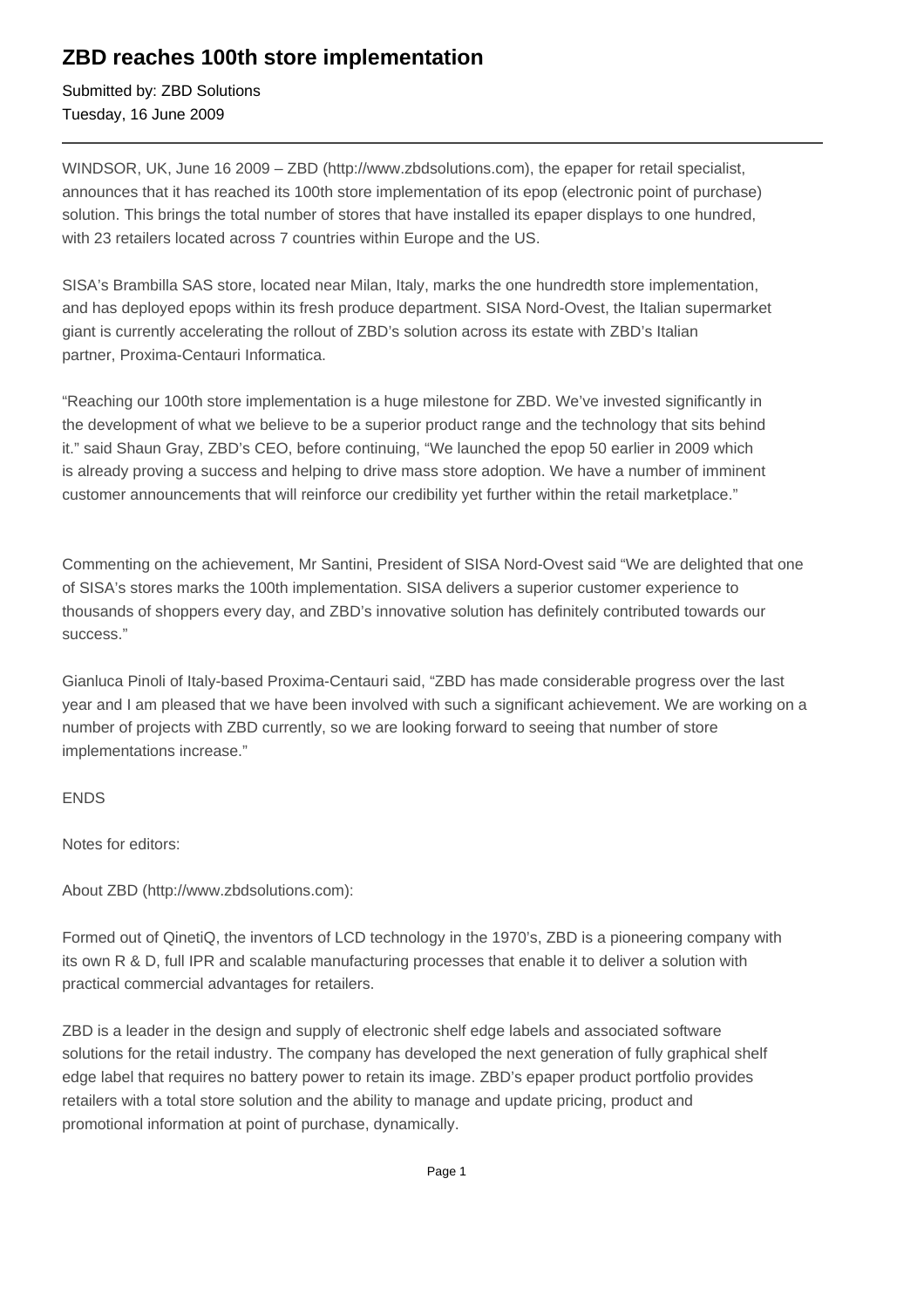# ZBD reaches 100th store implementation

Submitted by: ZBD Solutions
Tuesday, 16 June 2009

---

WINDSOR, UK, June 16 2009 – ZBD (http://www.zbdsolutions.com), the epaper for retail specialist, announces that it has reached its 100th store implementation of its epop (electronic point of purchase) solution. This brings the total number of stores that have installed its epaper displays to one hundred, with 23 retailers located across 7 countries within Europe and the US.

SISA's Brambilla SAS store, located near Milan, Italy, marks the one hundredth store implementation, and has deployed epops within its fresh produce department. SISA Nord-Ovest, the Italian supermarket giant is currently accelerating the rollout of ZBD's solution across its estate with ZBD's Italian partner, Proxima-Centauri Informatica.

"Reaching our 100th store implementation is a huge milestone for ZBD. We've invested significantly in the development of what we believe to be a superior product range and the technology that sits behind it." said Shaun Gray, ZBD's CEO, before continuing, "We launched the epop 50 earlier in 2009 which is already proving a success and helping to drive mass store adoption. We have a number of imminent customer announcements that will reinforce our credibility yet further within the retail marketplace."

Commenting on the achievement, Mr Santini, President of SISA Nord-Ovest said "We are delighted that one of SISA's stores marks the 100th implementation. SISA delivers a superior customer experience to thousands of shoppers every day, and ZBD's innovative solution has definitely contributed towards our success."

Gianluca Pinoli of Italy-based Proxima-Centauri said, "ZBD has made considerable progress over the last year and I am pleased that we have been involved with such a significant achievement. We are working on a number of projects with ZBD currently, so we are looking forward to seeing that number of store implementations increase."

ENDS

Notes for editors:

About ZBD (http://www.zbdsolutions.com):

Formed out of QinetiQ, the inventors of LCD technology in the 1970's, ZBD is a pioneering company with its own R & D, full IPR and scalable manufacturing processes that enable it to deliver a solution with practical commercial advantages for retailers.

ZBD is a leader in the design and supply of electronic shelf edge labels and associated software solutions for the retail industry. The company has developed the next generation of fully graphical shelf edge label that requires no battery power to retain its image. ZBD's epaper product portfolio provides retailers with a total store solution and the ability to manage and update pricing, product and promotional information at point of purchase, dynamically.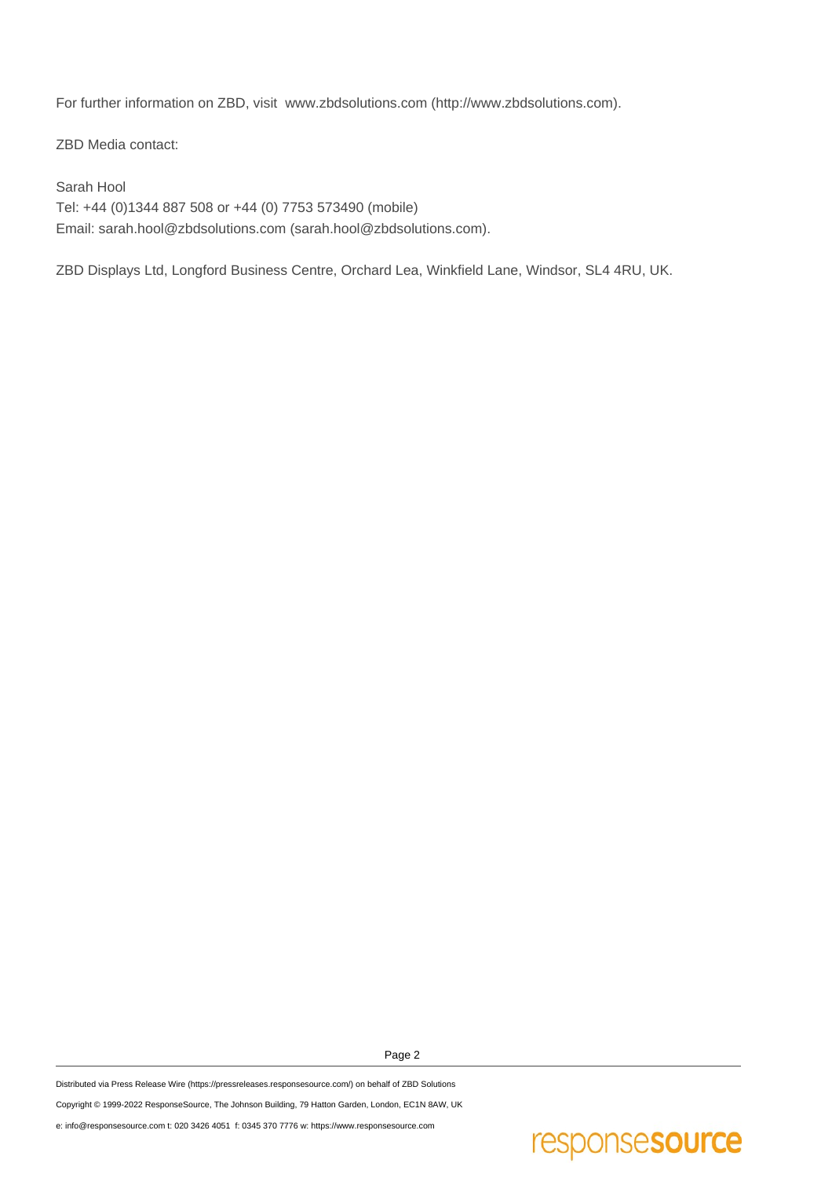For further information on ZBD, visit  www.zbdsolutions.com (http://www.zbdsolutions.com).

ZBD Media contact:

Sarah Hool
Tel: +44 (0)1344 887 508 or +44 (0) 7753 573490 (mobile)
Email: sarah.hool@zbdsolutions.com (sarah.hool@zbdsolutions.com).

ZBD Displays Ltd, Longford Business Centre, Orchard Lea, Winkfield Lane, Windsor, SL4 4RU, UK.